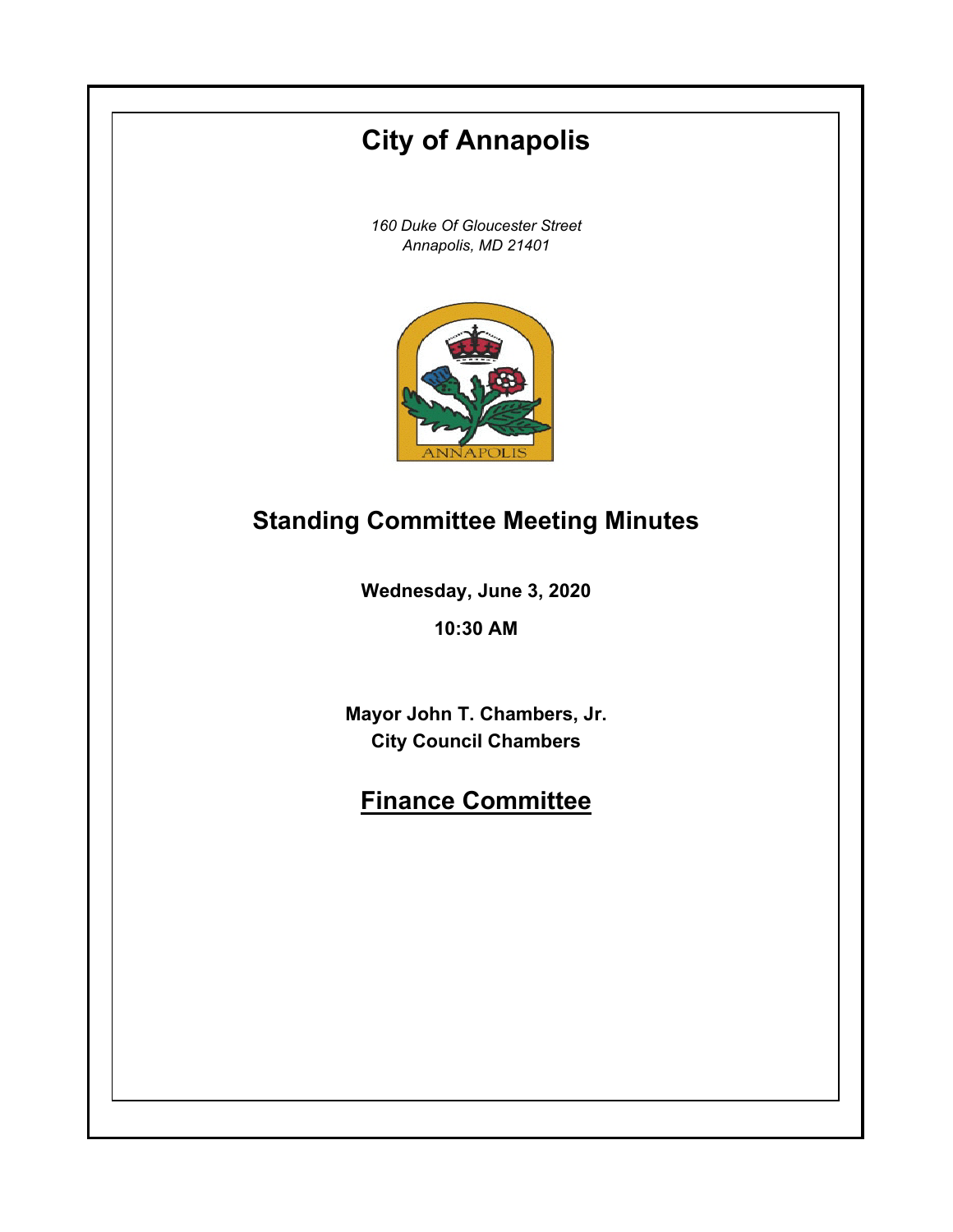# City of Annapolis

*160 Duke Of Gloucester Street*
*Annapolis, MD 21401*

## Standing Committee Meeting Minutes

**Wednesday, June 3, 2020**

**10:30 AM**

**Mayor John T. Chambers, Jr.**
**City Council Chambers**

## Finance Committee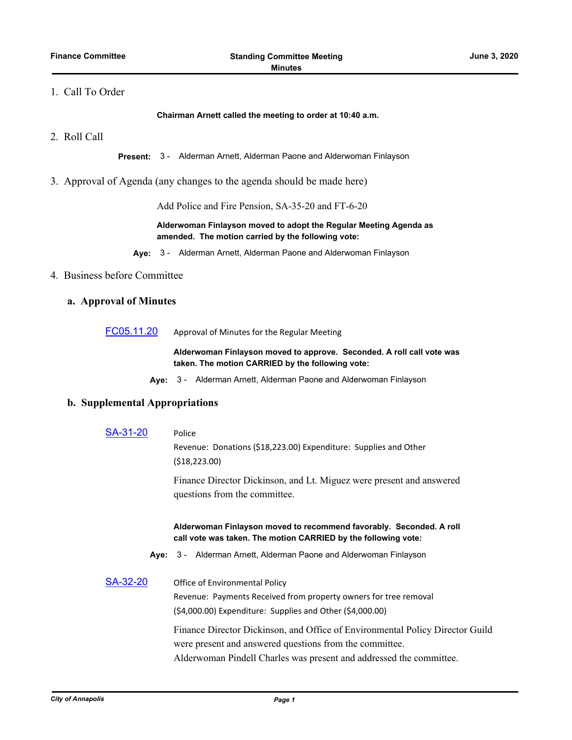1. Call To Order

**Chairman Arnett called the meeting to order at 10:40 a.m.**

2. Roll Call

**Present:** 3 - Alderman Arnett, Alderman Paone and Alderwoman Finlayson

3. Approval of Agenda (any changes to the agenda should be made here)

Add Police and Fire Pension, SA-35-20 and FT-6-20

**Alderwoman Finlayson moved to adopt the Regular Meeting Agenda as amended. The motion carried by the following vote:**

**Aye:** 3 - Alderman Arnett, Alderman Paone and Alderwoman Finlayson

4. Business before Committee

### a. Approval of Minutes

FC05.11.20 Approval of Minutes for the Regular Meeting

**Alderwoman Finlayson moved to approve. Seconded. A roll call vote was taken. The motion CARRIED by the following vote:**

**Aye:** 3 - Alderman Arnett, Alderman Paone and Alderwoman Finlayson

### b. Supplemental Appropriations

SA-31-20 Police

Revenue: Donations ($18,223.00) Expenditure: Supplies and Other ($18,223.00)

Finance Director Dickinson, and Lt. Miguez were present and answered questions from the committee.

**Alderwoman Finlayson moved to recommend favorably. Seconded. A roll call vote was taken. The motion CARRIED by the following vote:**

**Aye:** 3 - Alderman Arnett, Alderman Paone and Alderwoman Finlayson

SA-32-20 Office of Environmental Policy

Revenue: Payments Received from property owners for tree removal ($4,000.00) Expenditure: Supplies and Other ($4,000.00)

Finance Director Dickinson, and Office of Environmental Policy Director Guild were present and answered questions from the committee.
Alderwoman Pindell Charles was present and addressed the committee.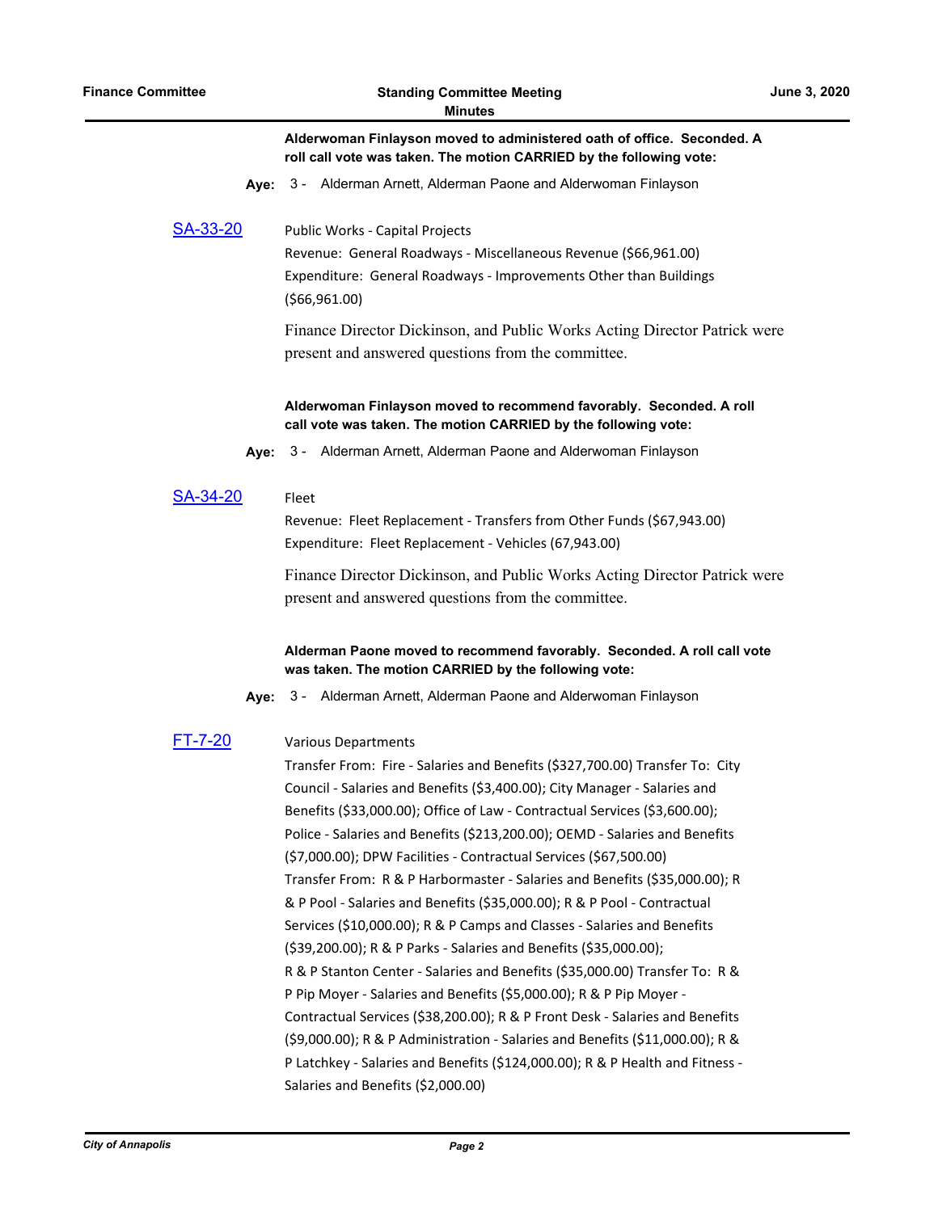**Alderwoman Finlayson moved to administered oath of office. Seconded. A roll call vote was taken. The motion CARRIED by the following vote:**

**Aye:** 3 - Alderman Arnett, Alderman Paone and Alderwoman Finlayson

[SA-33-20]

Public Works - Capital Projects

Revenue: General Roadways - Miscellaneous Revenue ($66,961.00)

Expenditure: General Roadways - Improvements Other than Buildings ($66,961.00)

Finance Director Dickinson, and Public Works Acting Director Patrick were present and answered questions from the committee.

**Alderwoman Finlayson moved to recommend favorably. Seconded. A roll call vote was taken. The motion CARRIED by the following vote:**

**Aye:** 3 - Alderman Arnett, Alderman Paone and Alderwoman Finlayson

[SA-34-20]

Fleet

Revenue: Fleet Replacement - Transfers from Other Funds ($67,943.00)

Expenditure: Fleet Replacement - Vehicles (67,943.00)

Finance Director Dickinson, and Public Works Acting Director Patrick were present and answered questions from the committee.

**Alderman Paone moved to recommend favorably. Seconded. A roll call vote was taken. The motion CARRIED by the following vote:**

**Aye:** 3 - Alderman Arnett, Alderman Paone and Alderwoman Finlayson

[FT-7-20]

Various Departments

Transfer From: Fire - Salaries and Benefits ($327,700.00) Transfer To: City Council - Salaries and Benefits ($3,400.00); City Manager - Salaries and Benefits ($33,000.00); Office of Law - Contractual Services ($3,600.00); Police - Salaries and Benefits ($213,200.00); OEMD - Salaries and Benefits ($7,000.00); DPW Facilities - Contractual Services ($67,500.00)

Transfer From: R & P Harbormaster - Salaries and Benefits ($35,000.00); R & P Pool - Salaries and Benefits ($35,000.00); R & P Pool - Contractual Services ($10,000.00); R & P Camps and Classes - Salaries and Benefits ($39,200.00); R & P Parks - Salaries and Benefits ($35,000.00);

R & P Stanton Center - Salaries and Benefits ($35,000.00) Transfer To: R & P Pip Moyer - Salaries and Benefits ($5,000.00); R & P Pip Moyer - Contractual Services ($38,200.00); R & P Front Desk - Salaries and Benefits ($9,000.00); R & P Administration - Salaries and Benefits ($11,000.00); R & P Latchkey - Salaries and Benefits ($124,000.00); R & P Health and Fitness - Salaries and Benefits ($2,000.00)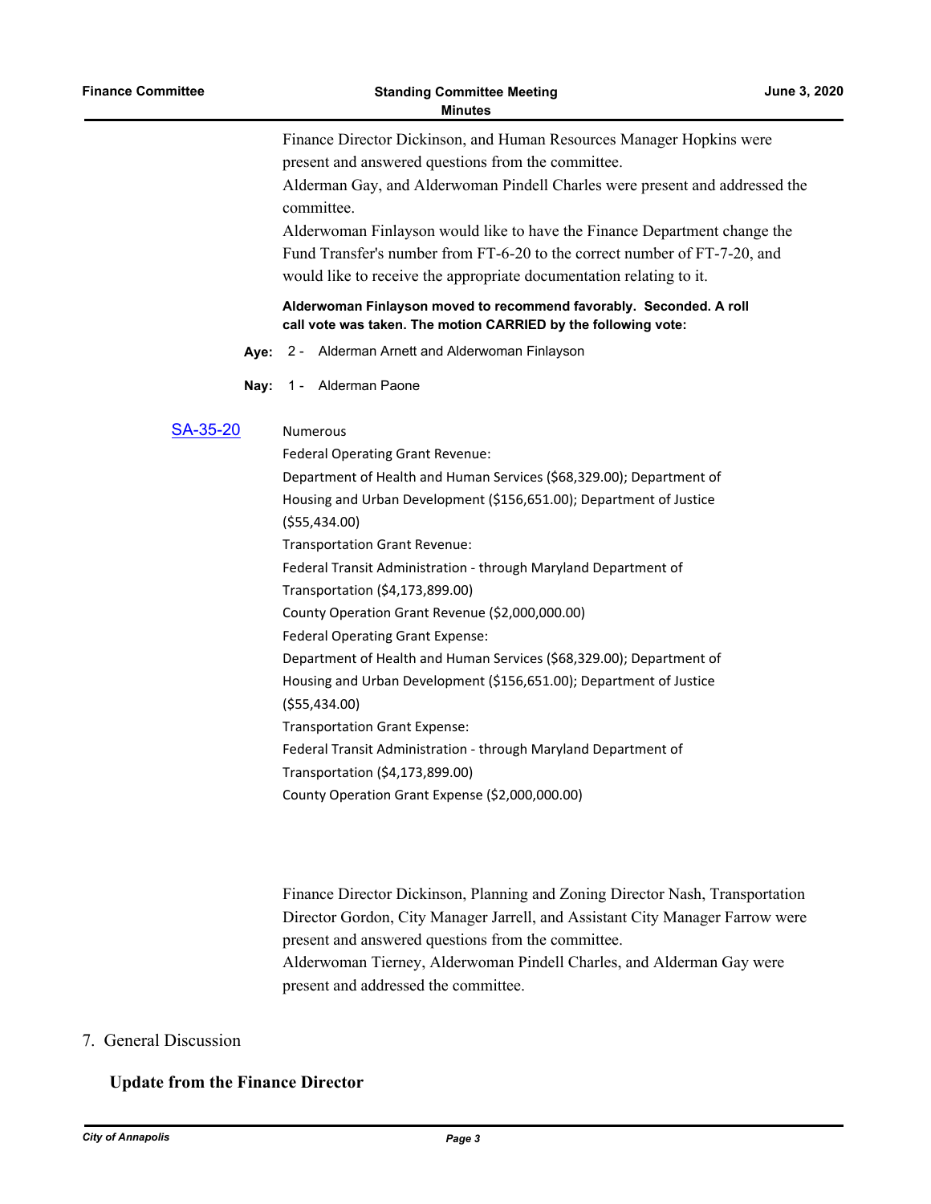Finance Director Dickinson, and Human Resources Manager Hopkins were present and answered questions from the committee.
Alderman Gay, and Alderwoman Pindell Charles were present and addressed the committee.
Alderwoman Finlayson would like to have the Finance Department change the Fund Transfer's number from FT-6-20 to the correct number of FT-7-20, and would like to receive the appropriate documentation relating to it.

**Alderwoman Finlayson moved to recommend favorably. Seconded. A roll call vote was taken. The motion CARRIED by the following vote:**

**Aye:** 2 - Alderman Arnett and Alderwoman Finlayson

**Nay:** 1 - Alderman Paone

[SA-35-20](SA-35-20)

Numerous
Federal Operating Grant Revenue:
Department of Health and Human Services ($68,329.00); Department of Housing and Urban Development ($156,651.00); Department of Justice ($55,434.00)
Transportation Grant Revenue:
Federal Transit Administration - through Maryland Department of Transportation ($4,173,899.00)
County Operation Grant Revenue ($2,000,000.00)
Federal Operating Grant Expense:
Department of Health and Human Services ($68,329.00); Department of Housing and Urban Development ($156,651.00); Department of Justice ($55,434.00)
Transportation Grant Expense:
Federal Transit Administration - through Maryland Department of Transportation ($4,173,899.00)
County Operation Grant Expense ($2,000,000.00)

Finance Director Dickinson, Planning and Zoning Director Nash, Transportation Director Gordon, City Manager Jarrell, and Assistant City Manager Farrow were present and answered questions from the committee.
Alderwoman Tierney, Alderwoman Pindell Charles, and Alderman Gay were present and addressed the committee.

7. General Discussion

**Update from the Finance Director**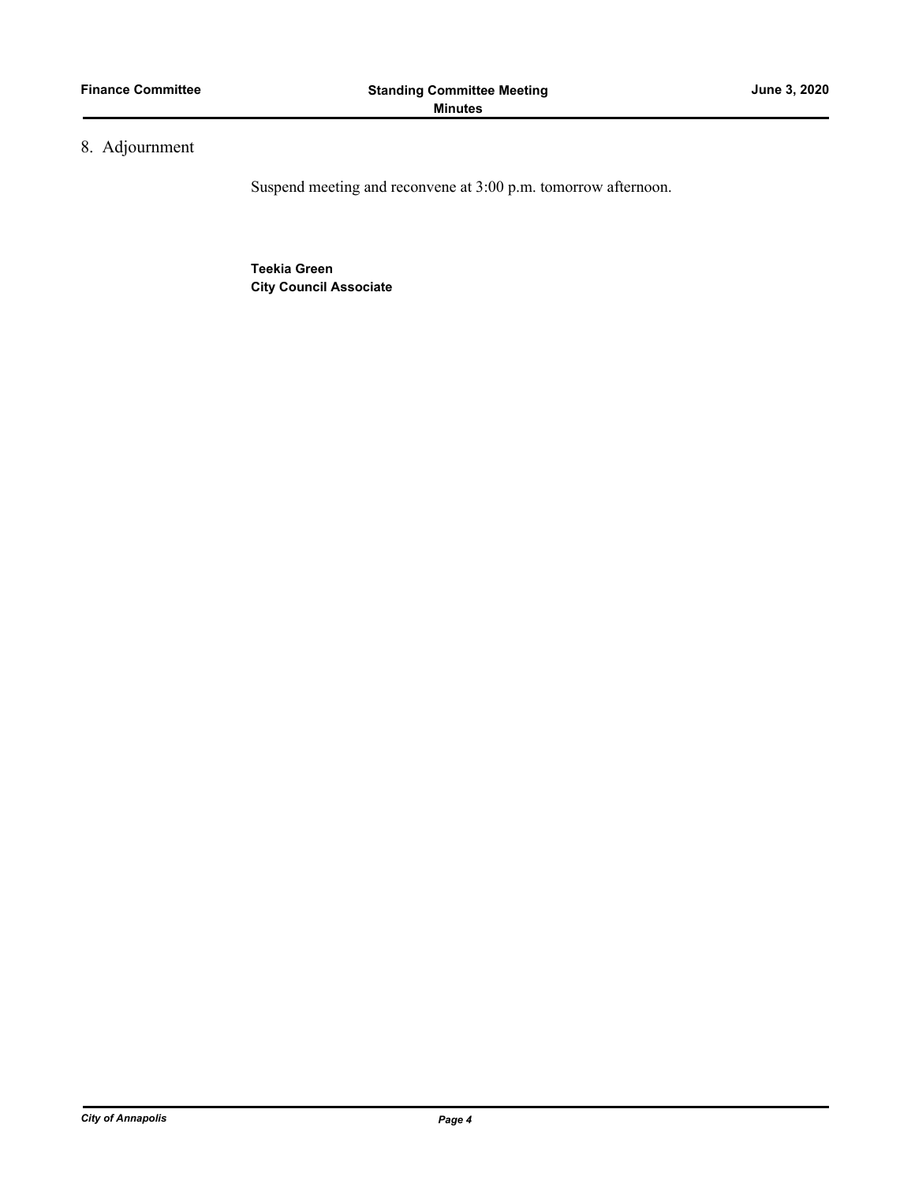## 8. Adjournment

Suspend meeting and reconvene at 3:00 p.m. tomorrow afternoon.

**Teekia Green**
**City Council Associate**